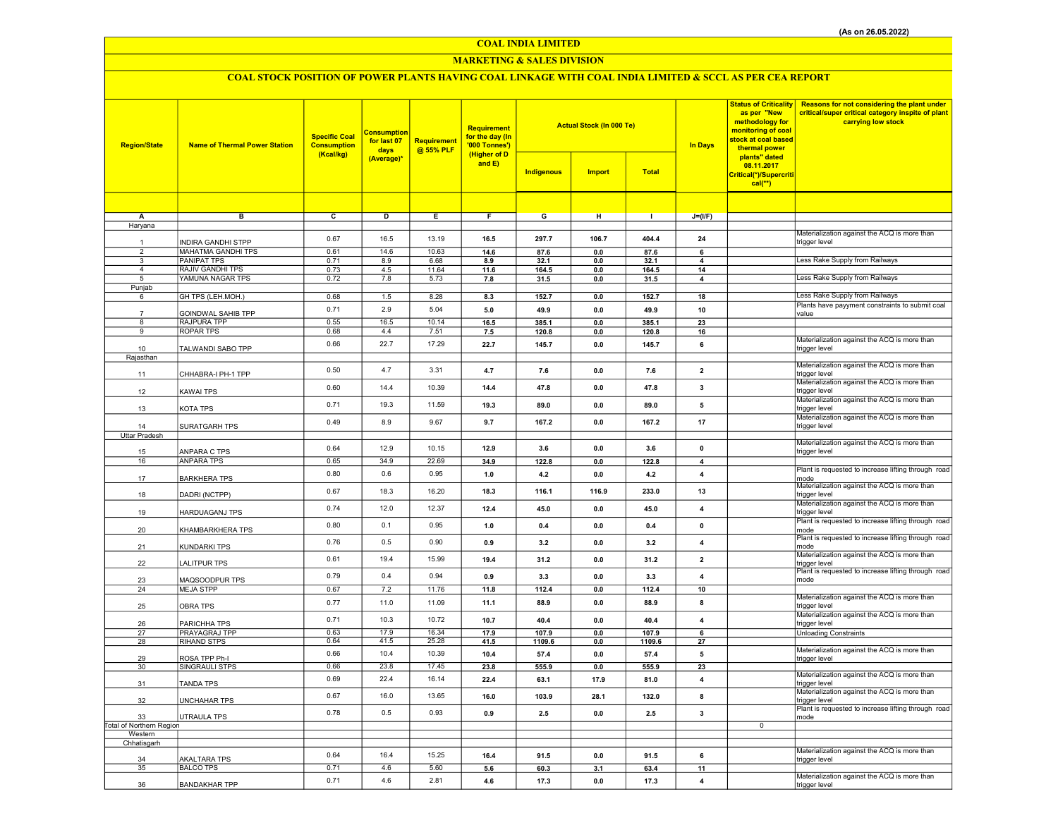(As on 26.05.2022)

# COAL INDIA LIMITED

## MARKETING & SALES DIVISION

### COAL STOCK POSITION OF POWER PLANTS HAVING COAL LINKAGE WITH COAL INDIA LIMITED & SCCL AS PER CEA REPORT

| Region/State | Name of Thermal Power Station | Specific Coal Consumption (Kcal/kg) | Consumption for last 07 days (Average)* | Requirement @ 55% PLF | Requirement for the day (In '000 Tonnes') (Higher of D and E) | Actual Stock (In 000 Te) | | | In Days | Status of Criticality as per "New methodology for monitoring of coal stock at coal based thermal power plants" dated 08.11.2017 Critical(*)/Supercritical(**) | Reasons for not considering the plant under critical/super critical category inspite of plant carrying low stock |
|---|---|---|---|---|---|---|---|---|---|---|---|
| | | | | | | Indigenous | Import | Total | | | |
| A | B | C | D | E | F | G | H | I | J=(I/F) | | |
| Haryana | | | | | | | | | | | |
| 1 | INDIRA GANDHI STPP | 0.67 | 16.5 | 13.19 | 16.5 | 297.7 | 106.7 | 404.4 | 24 | | Materialization against the ACQ is more than trigger level |
| 2 | MAHATMA GANDHI TPS | 0.61 | 14.6 | 10.63 | 14.6 | 87.6 | 0.0 | 87.6 | 6 | | |
| 3 | PANIPAT TPS | 0.71 | 8.9 | 6.68 | 8.9 | 32.1 | 0.0 | 32.1 | 4 | | Less Rake Supply from Railways |
| 4 | RAJIV GANDHI TPS | 0.73 | 4.5 | 11.64 | 11.6 | 164.5 | 0.0 | 164.5 | 14 | | |
| 5 | YAMUNA NAGAR TPS | 0.72 | 7.8 | 5.73 | 7.8 | 31.5 | 0.0 | 31.5 | 4 | | Less Rake Supply from Railways |
| Punjab | | | | | | | | | | | |
| 6 | GH TPS (LEH.MOH.) | 0.68 | 1.5 | 8.28 | 8.3 | 152.7 | 0.0 | 152.7 | 18 | | Less Rake Supply from Railways |
| 7 | GOINDWAL SAHIB TPP | 0.71 | 2.9 | 5.04 | 5.0 | 49.9 | 0.0 | 49.9 | 10 | | Plants have payyment constraints to submit coal value |
| 8 | RAJPURA TPP | 0.55 | 16.5 | 10.14 | 16.5 | 385.1 | 0.0 | 385.1 | 23 | | |
| 9 | ROPAR TPS | 0.68 | 4.4 | 7.51 | 7.5 | 120.8 | 0.0 | 120.8 | 16 | | |
| 10 | TALWANDI SABO TPP | 0.66 | 22.7 | 17.29 | 22.7 | 145.7 | 0.0 | 145.7 | 6 | | Materialization against the ACQ is more than trigger level |
| Rajasthan | | | | | | | | | | | |
| 11 | CHHABRA-I PH-1 TPP | 0.50 | 4.7 | 3.31 | 4.7 | 7.6 | 0.0 | 7.6 | 2 | | Materialization against the ACQ is more than trigger level |
| 12 | KAWAI TPS | 0.60 | 14.4 | 10.39 | 14.4 | 47.8 | 0.0 | 47.8 | 3 | | Materialization against the ACQ is more than trigger level |
| 13 | KOTA TPS | 0.71 | 19.3 | 11.59 | 19.3 | 89.0 | 0.0 | 89.0 | 5 | | Materialization against the ACQ is more than trigger level |
| 14 | SURATGARH TPS | 0.49 | 8.9 | 9.67 | 9.7 | 167.2 | 0.0 | 167.2 | 17 | | Materialization against the ACQ is more than trigger level |
| Uttar Pradesh | | | | | | | | | | | |
| 15 | ANPARA C TPS | 0.64 | 12.9 | 10.15 | 12.9 | 3.6 | 0.0 | 3.6 | 0 | | Materialization against the ACQ is more than trigger level |
| 16 | ANPARA TPS | 0.65 | 34.9 | 22.69 | 34.9 | 122.8 | 0.0 | 122.8 | 4 | | |
| 17 | BARKHERA TPS | 0.80 | 0.6 | 0.95 | 1.0 | 4.2 | 0.0 | 4.2 | 4 | | Plant is requested to increase lifting through road mode |
| 18 | DADRI (NCTPP) | 0.67 | 18.3 | 16.20 | 18.3 | 116.1 | 116.9 | 233.0 | 13 | | Materialization against the ACQ is more than trigger level |
| 19 | HARDUAGANJ TPS | 0.74 | 12.0 | 12.37 | 12.4 | 45.0 | 0.0 | 45.0 | 4 | | Materialization against the ACQ is more than trigger level |
| 20 | KHAMBARKHERA TPS | 0.80 | 0.1 | 0.95 | 1.0 | 0.4 | 0.0 | 0.4 | 0 | | Plant is requested to increase lifting through road mode |
| 21 | KUNDARKI TPS | 0.76 | 0.5 | 0.90 | 0.9 | 3.2 | 0.0 | 3.2 | 4 | | Plant is requested to increase lifting through road mode |
| 22 | LALITPUR TPS | 0.61 | 19.4 | 15.99 | 19.4 | 31.2 | 0.0 | 31.2 | 2 | | Materialization against the ACQ is more than trigger level |
| 23 | MAQSOODPUR TPS | 0.79 | 0.4 | 0.94 | 0.9 | 3.3 | 0.0 | 3.3 | 4 | | Plant is requested to increase lifting through road mode |
| 24 | MEJA STPP | 0.67 | 7.2 | 11.76 | 11.8 | 112.4 | 0.0 | 112.4 | 10 | | |
| 25 | OBRA TPS | 0.77 | 11.0 | 11.09 | 11.1 | 88.9 | 0.0 | 88.9 | 8 | | Materialization against the ACQ is more than trigger level |
| 26 | PARICHHA TPS | 0.71 | 10.3 | 10.72 | 10.7 | 40.4 | 0.0 | 40.4 | 4 | | Materialization against the ACQ is more than trigger level |
| 27 | PRAYAGRAJ TPP | 0.63 | 17.9 | 16.34 | 17.9 | 107.9 | 0.0 | 107.9 | 6 | | Unloading Constraints |
| 28 | RIHAND STPS | 0.64 | 41.5 | 25.28 | 41.5 | 1109.6 | 0.0 | 1109.6 | 27 | | |
| 29 | ROSA TPP Ph-I | 0.66 | 10.4 | 10.39 | 10.4 | 57.4 | 0.0 | 57.4 | 5 | | Materialization against the ACQ is more than trigger level |
| 30 | SINGRAULI STPS | 0.66 | 23.8 | 17.45 | 23.8 | 555.9 | 0.0 | 555.9 | 23 | | |
| 31 | TANDA TPS | 0.69 | 22.4 | 16.14 | 22.4 | 63.1 | 17.9 | 81.0 | 4 | | Materialization against the ACQ is more than trigger level |
| 32 | UNCHAHAR TPS | 0.67 | 16.0 | 13.65 | 16.0 | 103.9 | 28.1 | 132.0 | 8 | | Materialization against the ACQ is more than trigger level |
| 33 | UTRAULA TPS | 0.78 | 0.5 | 0.93 | 0.9 | 2.5 | 0.0 | 2.5 | 3 | | Plant is requested to increase lifting through road mode |
| Total of Northern Region | | | | | | | | | | 0 | |
| Western | | | | | | | | | | | |
| Chhatisgarh | | | | | | | | | | | |
| 34 | AKALTARA TPS | 0.64 | 16.4 | 15.25 | 16.4 | 91.5 | 0.0 | 91.5 | 6 | | Materialization against the ACQ is more than trigger level |
| 35 | BALCO TPS | 0.71 | 4.6 | 5.60 | 5.6 | 60.3 | 3.1 | 63.4 | 11 | | |
| 36 | BANDAKHAR TPP | 0.71 | 4.6 | 2.81 | 4.6 | 17.3 | 0.0 | 17.3 | 4 | | Materialization against the ACQ is more than trigger level |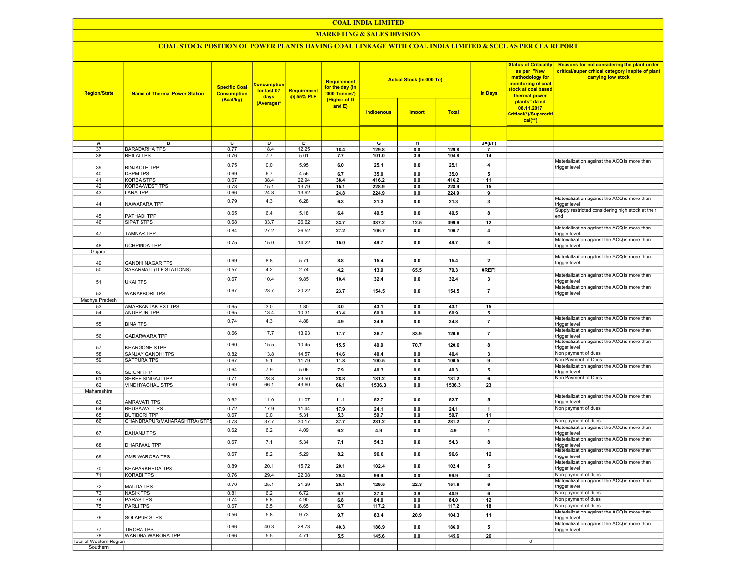# COAL INDIA LIMITED

## MARKETING & SALES DIVISION

### COAL STOCK POSITION OF POWER PLANTS HAVING COAL LINKAGE WITH COAL INDIA LIMITED & SCCL AS PER CEA REPORT

| Region/State | Name of Thermal Power Station | Specific Coal Consumption (Kcal/kg) | Consumption for last 07 days (Average)* | Requirement @ 55% PLF | Requirement for the day (In '000 Tonnes') (Higher of D and E) | Actual Stock (In 000 Te) | | | In Days | Status of Criticality as per "New methodology for monitoring of coal stock at coal based thermal power plants" dated 08.11.2017 Critical(*)/Supercritical(**) | Reasons for not considering the plant under critical/super critical category inspite of plant carrying low stock |
|---|---|---|---|---|---|---|---|---|---|---|---|
| | | | | | | Indigenous | Import | Total | | | |
| A | B | C | D | E | F | G | H | I | J=(I/F) | | |
| 37 | BARADARHA TPS | 0.77 | 18.4 | 12.25 | 18.4 | 129.8 | 0.0 | 129.8 | 7 | | |
| 38 | BHILAI TPS | 0.76 | 7.7 | 5.01 | 7.7 | 101.0 | 3.9 | 104.8 | 14 | | |
| 39 | BINJKOTE TPP | 0.75 | 0.0 | 5.95 | 6.0 | 25.1 | 0.0 | 25.1 | 4 | | Materialization against the ACQ is more than trigger level |
| 40 | DSPM TPS | 0.69 | 6.7 | 4.56 | 6.7 | 35.0 | 0.0 | 35.0 | 5 | | |
| 41 | KORBA STPS | 0.67 | 38.4 | 22.94 | 38.4 | 416.2 | 0.0 | 416.2 | 11 | | |
| 42 | KORBA-WEST TPS | 0.78 | 15.1 | 13.79 | 15.1 | 228.9 | 0.0 | 228.9 | 15 | | |
| 43 | LARA TPP | 0.66 | 24.8 | 13.92 | 24.8 | 224.9 | 0.0 | 224.9 | 9 | | |
| 44 | NAWAPARA TPP | 0.79 | 4.3 | 6.28 | 6.3 | 21.3 | 0.0 | 21.3 | 3 | | Materialization against the ACQ is more than trigger level |
| 45 | PATHADI TPP | 0.65 | 6.4 | 5.18 | 6.4 | 49.5 | 0.0 | 49.5 | 8 | | Supply restricted considering high stock at their end |
| 46 | SIPAT STPS | 0.68 | 33.7 | 26.62 | 33.7 | 387.2 | 12.5 | 399.6 | 12 | | |
| 47 | TAMNAR TPP | 0.84 | 27.2 | 26.52 | 27.2 | 106.7 | 0.0 | 106.7 | 4 | | Materialization against the ACQ is more than trigger level |
| 48 | UCHPINDA TPP | 0.75 | 15.0 | 14.22 | 15.0 | 49.7 | 0.0 | 49.7 | 3 | | Materialization against the ACQ is more than trigger level |
| Gujarat | | | | | | | | | | | |
| 49 | GANDHI NAGAR TPS | 0.69 | 8.8 | 5.71 | 8.8 | 15.4 | 0.0 | 15.4 | 2 | | Materialization against the ACQ is more than trigger level |
| 50 | SABARMATI (D-F STATIONS) | 0.57 | 4.2 | 2.74 | 4.2 | 13.9 | 65.5 | 79.3 | #REF! | | |
| 51 | UKAI TPS | 0.67 | 10.4 | 9.85 | 10.4 | 32.4 | 0.0 | 32.4 | 3 | | Materialization against the ACQ is more than trigger level |
| 52 | WANAKBORI TPS | 0.67 | 23.7 | 20.22 | 23.7 | 154.5 | 0.0 | 154.5 | 7 | | Materialization against the ACQ is more than trigger level |
| Madhya Pradesh | | | | | | | | | | | |
| 53 | AMARKANTAK EXT TPS | 0.65 | 3.0 | 1.80 | 3.0 | 43.1 | 0.0 | 43.1 | 15 | | |
| 54 | ANUPPUR TPP | 0.65 | 13.4 | 10.31 | 13.4 | 60.9 | 0.0 | 60.9 | 5 | | |
| 55 | BINA TPS | 0.74 | 4.3 | 4.88 | 4.9 | 34.8 | 0.0 | 34.8 | 7 | | Materialization against the ACQ is more than trigger level |
| 56 | GADARWARA TPP | 0.66 | 17.7 | 13.93 | 17.7 | 36.7 | 83.9 | 120.6 | 7 | | Materialization against the ACQ is more than trigger level |
| 57 | KHARGONE STPP | 0.60 | 15.5 | 10.45 | 15.5 | 49.9 | 70.7 | 120.6 | 8 | | Materialization against the ACQ is more than trigger level |
| 58 | SANJAY GANDHI TPS | 0.82 | 13.8 | 14.57 | 14.6 | 40.4 | 0.0 | 40.4 | 3 | | Non payment of dues |
| 59 | SATPURA TPS | 0.67 | 5.1 | 11.79 | 11.8 | 100.5 | 0.0 | 100.5 | 9 | | Non Payment of Dues |
| 60 | SEIONI TPP | 0.64 | 7.9 | 5.06 | 7.9 | 40.3 | 0.0 | 40.3 | 5 | | Materialization against the ACQ is more than trigger level |
| 61 | SHREE SINGAJI TPP | 0.71 | 28.8 | 23.50 | 28.8 | 181.2 | 0.0 | 181.2 | 6 | | Non Payment of Dues |
| 62 | VINDHYACHAL STPS | 0.69 | 66.1 | 43.60 | 66.1 | 1536.3 | 0.0 | 1536.3 | 23 | | |
| Maharashtra | | | | | | | | | | | |
| 63 | AMRAVATI TPS | 0.62 | 11.0 | 11.07 | 11.1 | 52.7 | 0.0 | 52.7 | 5 | | Materialization against the ACQ is more than trigger level |
| 64 | BHUSAWAL TPS | 0.72 | 17.9 | 11.44 | 17.9 | 24.1 | 0.0 | 24.1 | 1 | | Non payment of dues |
| 65 | BUTIBORI TPP | 0.67 | 0.0 | 5.31 | 5.3 | 59.7 | 0.0 | 59.7 | 11 | | |
| 66 | CHANDRAPUR(MAHARASHTRA) STPS | 0.78 | 37.7 | 30.17 | 37.7 | 281.2 | 0.0 | 281.2 | 7 | | Non payment of dues |
| 67 | DAHANU TPS | 0.62 | 6.2 | 4.09 | 6.2 | 4.9 | 0.0 | 4.9 | 1 | | Materialization against the ACQ is more than trigger level |
| 68 | DHARIWAL TPP | 0.67 | 7.1 | 5.34 | 7.1 | 54.3 | 0.0 | 54.3 | 8 | | Materialization against the ACQ is more than trigger level |
| 69 | GMR WARORA TPS | 0.67 | 8.2 | 5.29 | 8.2 | 96.6 | 0.0 | 96.6 | 12 | | Materialization against the ACQ is more than trigger level |
| 70 | KHAPARKHEDA TPS | 0.89 | 20.1 | 15.72 | 20.1 | 102.4 | 0.0 | 102.4 | 5 | | Materialization against the ACQ is more than trigger level |
| 71 | KORADI TPS | 0.76 | 29.4 | 22.08 | 29.4 | 99.9 | 0.0 | 99.9 | 3 | | Non payment of dues |
| 72 | MAUDA TPS | 0.70 | 25.1 | 21.29 | 25.1 | 129.5 | 22.3 | 151.8 | 6 | | Materialization against the ACQ is more than trigger level |
| 73 | NASIK TPS | 0.81 | 6.2 | 6.72 | 6.7 | 37.0 | 3.8 | 40.9 | 6 | | Non payment of dues |
| 74 | PARAS TPS | 0.74 | 6.8 | 4.90 | 6.8 | 84.0 | 0.0 | 84.0 | 12 | | Non payment of dues |
| 75 | PARLI TPS | 0.67 | 6.5 | 6.65 | 6.7 | 117.2 | 0.0 | 117.2 | 18 | | Non payment of dues |
| 76 | SOLAPUR STPS | 0.56 | 5.8 | 9.73 | 9.7 | 83.4 | 20.9 | 104.3 | 11 | | Materialization against the ACQ is more than trigger level |
| 77 | TIRORA TPS | 0.66 | 40.3 | 28.73 | 40.3 | 186.9 | 0.0 | 186.9 | 5 | | Materialization against the ACQ is more than trigger level |
| 78 | WARDHA WARORA TPP | 0.66 | 5.5 | 4.71 | 5.5 | 145.6 | 0.0 | 145.6 | 26 | | |
| Total of Western Region | | | | | | | | | | 0 | |
| Southern | | | | | | | | | | | |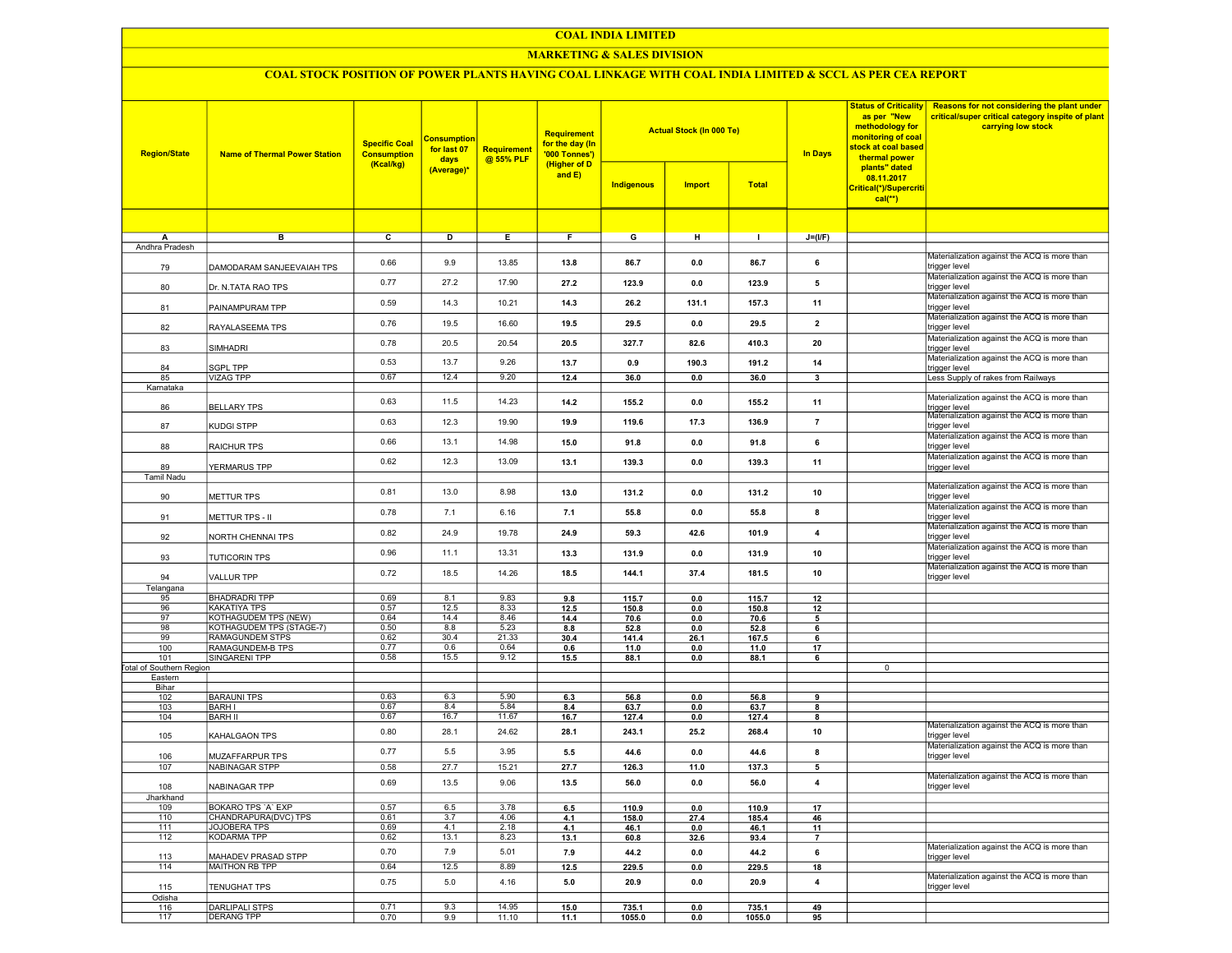# COAL INDIA LIMITED

## MARKETING & SALES DIVISION

### COAL STOCK POSITION OF POWER PLANTS HAVING COAL LINKAGE WITH COAL INDIA LIMITED & SCCL AS PER CEA REPORT

| Region/State | Name of Thermal Power Station | Specific Coal Consumption (Kcal/kg) | Consumption for last 07 days (Average)* | Requirement @ 55% PLF | Requirement for the day (In '000 Tonnes') (Higher of D and E) | Actual Stock (In 000 Te) | | | In Days | Status of Criticality as per "New methodology for monitoring of coal stock at coal based thermal power plants" dated 08.11.2017 Critical(*)/Supercritical(**) | Reasons for not considering the plant under critical/super critical category inspite of plant carrying low stock |
|---|---|---|---|---|---|---|---|---|---|---|---|
| | | | | | | Indigenous | Import | Total | | | |
| A | B | C | D | E | F | G | H | I | J=(I/F) | | |
| Andhra Pradesh | | | | | | | | | | | |
| 79 | DAMODARAM SANJEEVAIAH TPS | 0.66 | 9.9 | 13.85 | 13.8 | 86.7 | 0.0 | 86.7 | 6 | | Materialization against the ACQ is more than trigger level |
| 80 | Dr. N.TATA RAO TPS | 0.77 | 27.2 | 17.90 | 27.2 | 123.9 | 0.0 | 123.9 | 5 | | Materialization against the ACQ is more than trigger level |
| 81 | PAINAMPURAM TPP | 0.59 | 14.3 | 10.21 | 14.3 | 26.2 | 131.1 | 157.3 | 11 | | Materialization against the ACQ is more than trigger level |
| 82 | RAYALASEEMA TPS | 0.76 | 19.5 | 16.60 | 19.5 | 29.5 | 0.0 | 29.5 | 2 | | Materialization against the ACQ is more than trigger level |
| 83 | SIMHADRI | 0.78 | 20.5 | 20.54 | 20.5 | 327.7 | 82.6 | 410.3 | 20 | | Materialization against the ACQ is more than trigger level |
| 84 | SGPL TPP | 0.53 | 13.7 | 9.26 | 13.7 | 0.9 | 190.3 | 191.2 | 14 | | Materialization against the ACQ is more than trigger level |
| 85 | VIZAG TPP | 0.67 | 12.4 | 9.20 | 12.4 | 36.0 | 0.0 | 36.0 | 3 | | Less Supply of rakes from Railways |
| Karnataka | | | | | | | | | | | |
| 86 | BELLARY TPS | 0.63 | 11.5 | 14.23 | 14.2 | 155.2 | 0.0 | 155.2 | 11 | | Materialization against the ACQ is more than trigger level |
| 87 | KUDGI STPP | 0.63 | 12.3 | 19.90 | 19.9 | 119.6 | 17.3 | 136.9 | 7 | | Materialization against the ACQ is more than trigger level |
| 88 | RAICHUR TPS | 0.66 | 13.1 | 14.98 | 15.0 | 91.8 | 0.0 | 91.8 | 6 | | Materialization against the ACQ is more than trigger level |
| 89 | YERMARUS TPP | 0.62 | 12.3 | 13.09 | 13.1 | 139.3 | 0.0 | 139.3 | 11 | | Materialization against the ACQ is more than trigger level |
| Tamil Nadu | | | | | | | | | | | |
| 90 | METTUR TPS | 0.81 | 13.0 | 8.98 | 13.0 | 131.2 | 0.0 | 131.2 | 10 | | Materialization against the ACQ is more than trigger level |
| 91 | METTUR TPS - II | 0.78 | 7.1 | 6.16 | 7.1 | 55.8 | 0.0 | 55.8 | 8 | | Materialization against the ACQ is more than trigger level |
| 92 | NORTH CHENNAI TPS | 0.82 | 24.9 | 19.78 | 24.9 | 59.3 | 42.6 | 101.9 | 4 | | Materialization against the ACQ is more than trigger level |
| 93 | TUTICORIN TPS | 0.96 | 11.1 | 13.31 | 13.3 | 131.9 | 0.0 | 131.9 | 10 | | Materialization against the ACQ is more than trigger level |
| 94 | VALLUR TPP | 0.72 | 18.5 | 14.26 | 18.5 | 144.1 | 37.4 | 181.5 | 10 | | Materialization against the ACQ is more than trigger level |
| Telangana | | | | | | | | | | | |
| 95 | BHADRADRI TPP | 0.69 | 8.1 | 9.83 | 9.8 | 115.7 | 0.0 | 115.7 | 12 | | |
| 96 | KAKATIYA TPS | 0.57 | 12.5 | 8.33 | 12.5 | 150.8 | 0.0 | 150.8 | 12 | | |
| 97 | KOTHAGUDEM TPS (NEW) | 0.64 | 14.4 | 8.46 | 14.4 | 70.6 | 0.0 | 70.6 | 5 | | |
| 98 | KOTHAGUDEM TPS (STAGE-7) | 0.50 | 8.8 | 5.23 | 8.8 | 52.8 | 0.0 | 52.8 | 6 | | |
| 99 | RAMAGUNDEM STPS | 0.62 | 30.4 | 21.33 | 30.4 | 141.4 | 26.1 | 167.5 | 6 | | |
| 100 | RAMAGUNDEM-B TPS | 0.77 | 0.6 | 0.64 | 0.6 | 11.0 | 0.0 | 11.0 | 17 | | |
| 101 | SINGARENI TPP | 0.58 | 15.5 | 9.12 | 15.5 | 88.1 | 0.0 | 88.1 | 6 | | |
| Total of Southern Region | | | | | | | | | | 0 | |
| Eastern | | | | | | | | | | | |
| Bihar | | | | | | | | | | | |
| 102 | BARAUNI TPS | 0.63 | 6.3 | 5.90 | 6.3 | 56.8 | 0.0 | 56.8 | 9 | | |
| 103 | BARH I | 0.67 | 8.4 | 5.84 | 8.4 | 63.7 | 0.0 | 63.7 | 8 | | |
| 104 | BARH II | 0.67 | 16.7 | 11.67 | 16.7 | 127.4 | 0.0 | 127.4 | 8 | | |
| 105 | KAHALGAON TPS | 0.80 | 28.1 | 24.62 | 28.1 | 243.1 | 25.2 | 268.4 | 10 | | Materialization against the ACQ is more than trigger level |
| 106 | MUZAFFARPUR TPS | 0.77 | 5.5 | 3.95 | 5.5 | 44.6 | 0.0 | 44.6 | 8 | | Materialization against the ACQ is more than trigger level |
| 107 | NABINAGAR STPP | 0.58 | 27.7 | 15.21 | 27.7 | 126.3 | 11.0 | 137.3 | 5 | | |
| 108 | NABINAGAR TPP | 0.69 | 13.5 | 9.06 | 13.5 | 56.0 | 0.0 | 56.0 | 4 | | Materialization against the ACQ is more than trigger level |
| Jharkhand | | | | | | | | | | | |
| 109 | BOKARO TPS `A` EXP | 0.57 | 6.5 | 3.78 | 6.5 | 110.9 | 0.0 | 110.9 | 17 | | |
| 110 | CHANDRAPURA(DVC) TPS | 0.61 | 3.7 | 4.06 | 4.1 | 158.0 | 27.4 | 185.4 | 46 | | |
| 111 | JOJOBERA TPS | 0.69 | 4.1 | 2.18 | 4.1 | 46.1 | 0.0 | 46.1 | 11 | | |
| 112 | KODARMA TPP | 0.62 | 13.1 | 8.23 | 13.1 | 60.8 | 32.6 | 93.4 | 7 | | |
| 113 | MAHADEV PRASAD STPP | 0.70 | 7.9 | 5.01 | 7.9 | 44.2 | 0.0 | 44.2 | 6 | | Materialization against the ACQ is more than trigger level |
| 114 | MAITHON RB TPP | 0.64 | 12.5 | 8.89 | 12.5 | 229.5 | 0.0 | 229.5 | 18 | | |
| 115 | TENUGHAT TPS | 0.75 | 5.0 | 4.16 | 5.0 | 20.9 | 0.0 | 20.9 | 4 | | Materialization against the ACQ is more than trigger level |
| Odisha | | | | | | | | | | | |
| 116 | DARLIPALI STPS | 0.71 | 9.3 | 14.95 | 15.0 | 735.1 | 0.0 | 735.1 | 49 | | |
| 117 | DERANG TPP | 0.70 | 9.9 | 11.10 | 11.1 | 1055.0 | 0.0 | 1055.0 | 95 | | |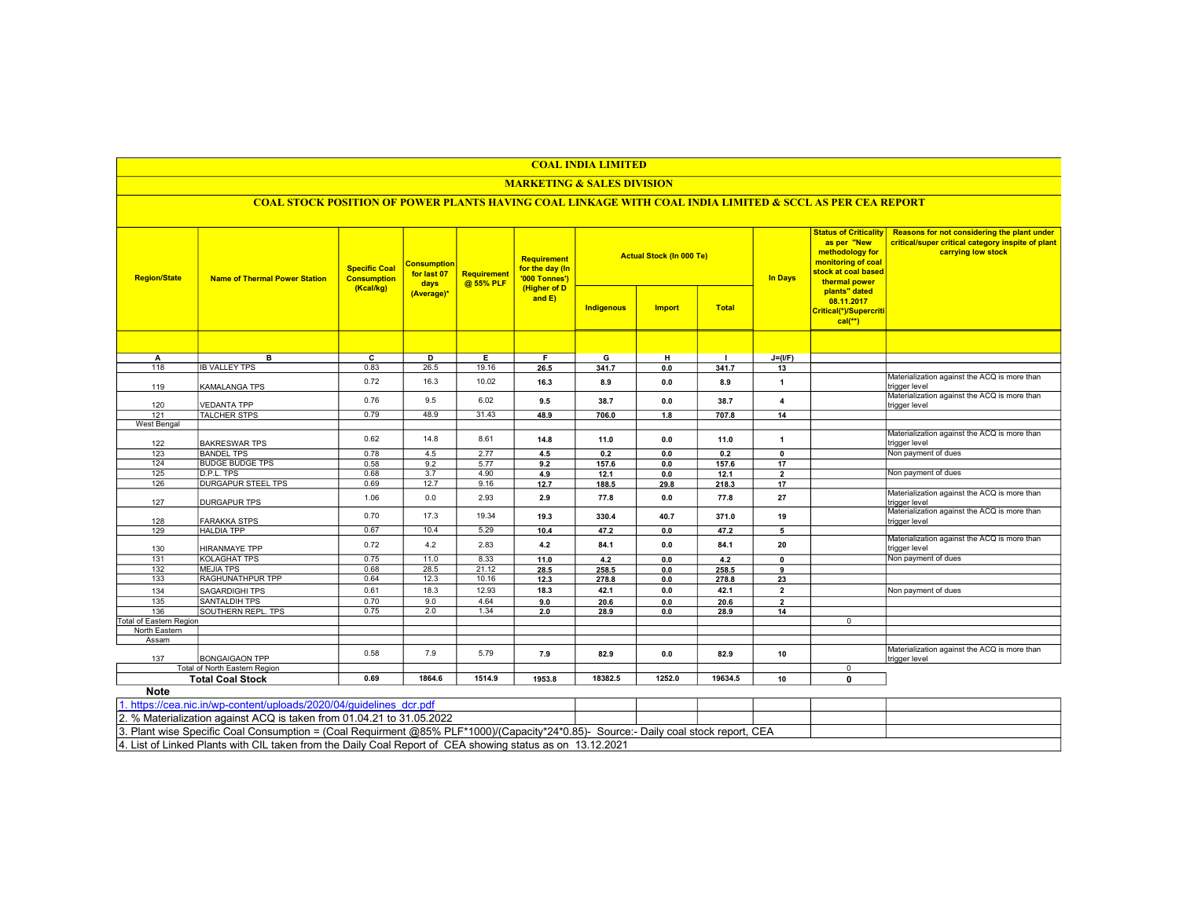# COAL INDIA LIMITED

## MARKETING & SALES DIVISION

### COAL STOCK POSITION OF POWER PLANTS HAVING COAL LINKAGE WITH COAL INDIA LIMITED & SCCL AS PER CEA REPORT

| Region/State | Name of Thermal Power Station | Specific Coal Consumption (Kcal/kg) | Consumption for last 07 days (Average)* | Requirement @ 55% PLF | Requirement for the day (In '000 Tonnes') (Higher of D and E) | Actual Stock (In 000 Te) | | | In Days | Status of Criticality as per "New methodology for monitoring of coal stock at coal based thermal power plants" dated 08.11.2017 Critical(*)/Supercritical(**) | Reasons for not considering the plant under critical/super critical category inspite of plant carrying low stock |
|---|---|---|---|---|---|---|---|---|---|---|---|
| | | | | | | Indigenous | Import | Total | | | |
| A | B | C | D | E | F | G | H | I | J=(I/F) | | |
| 118 | IB VALLEY TPS | 0.83 | 26.5 | 19.16 | 26.5 | 341.7 | 0.0 | 341.7 | 13 | | |
| 119 | KAMALANGA TPS | 0.72 | 16.3 | 10.02 | 16.3 | 8.9 | 0.0 | 8.9 | 1 | | Materialization against the ACQ is more than trigger level |
| 120 | VEDANTA TPP | 0.76 | 9.5 | 6.02 | 9.5 | 38.7 | 0.0 | 38.7 | 4 | | Materialization against the ACQ is more than trigger level |
| 121 | TALCHER STPS | 0.79 | 48.9 | 31.43 | 48.9 | 706.0 | 1.8 | 707.8 | 14 | | |
| West Bengal | | | | | | | | | | | |
| 122 | BAKRESWAR TPS | 0.62 | 14.8 | 8.61 | 14.8 | 11.0 | 0.0 | 11.0 | 1 | | Materialization against the ACQ is more than trigger level |
| 123 | BANDEL TPS | 0.78 | 4.5 | 2.77 | 4.5 | 0.2 | 0.0 | 0.2 | 0 | | Non payment of dues |
| 124 | BUDGE BUDGE TPS | 0.58 | 9.2 | 5.77 | 9.2 | 157.6 | 0.0 | 157.6 | 17 | | |
| 125 | D.P.L. TPS | 0.68 | 3.7 | 4.90 | 4.9 | 12.1 | 0.0 | 12.1 | 2 | | Non payment of dues |
| 126 | DURGAPUR STEEL TPS | 0.69 | 12.7 | 9.16 | 12.7 | 188.5 | 29.8 | 218.3 | 17 | | |
| 127 | DURGAPUR TPS | 1.06 | 0.0 | 2.93 | 2.9 | 77.8 | 0.0 | 77.8 | 27 | | Materialization against the ACQ is more than trigger level |
| 128 | FARAKKA STPS | 0.70 | 17.3 | 19.34 | 19.3 | 330.4 | 40.7 | 371.0 | 19 | | Materialization against the ACQ is more than trigger level |
| 129 | HALDIA TPP | 0.67 | 10.4 | 5.29 | 10.4 | 47.2 | 0.0 | 47.2 | 5 | | |
| 130 | HIRANMAYE TPP | 0.72 | 4.2 | 2.83 | 4.2 | 84.1 | 0.0 | 84.1 | 20 | | Materialization against the ACQ is more than trigger level |
| 131 | KOLAGHAT TPS | 0.75 | 11.0 | 8.33 | 11.0 | 4.2 | 0.0 | 4.2 | 0 | | Non payment of dues |
| 132 | MEJIA TPS | 0.68 | 28.5 | 21.12 | 28.5 | 258.5 | 0.0 | 258.5 | 9 | | |
| 133 | RAGHUNATHPUR TPP | 0.64 | 12.3 | 10.16 | 12.3 | 278.8 | 0.0 | 278.8 | 23 | | |
| 134 | SAGARDIGHI TPS | 0.61 | 18.3 | 12.93 | 18.3 | 42.1 | 0.0 | 42.1 | 2 | | Non payment of dues |
| 135 | SANTALDIH TPS | 0.70 | 9.0 | 4.64 | 9.0 | 20.6 | 0.0 | 20.6 | 2 | | |
| 136 | SOUTHERN REPL. TPS | 0.75 | 2.0 | 1.34 | 2.0 | 28.9 | 0.0 | 28.9 | 14 | | |
| Total of Eastern Region | | | | | | | | | | 0 | |
| North Eastern | | | | | | | | | | | |
| Assam | | | | | | | | | | | |
| 137 | BONGAIGAON TPP | 0.58 | 7.9 | 5.79 | 7.9 | 82.9 | 0.0 | 82.9 | 10 | | Materialization against the ACQ is more than trigger level |
| Total of North Eastern Region | | | | | | | | | | 0 | |
| **Total Coal Stock** | | 0.69 | 1864.6 | 1514.9 | 1953.8 | 18382.5 | 1252.0 | 19634.5 | 10 | 0 | |

**Note**

1. https://cea.nic.in/wp-content/uploads/2020/04/guidelines_dcr.pdf
2. % Materialization against ACQ is taken from 01.04.21 to 31.05.2022
3. Plant wise Specific Coal Consumption = (Coal Requirment @85% PLF*1000)/(Capacity*24*0.85)- Source:- Daily coal stock report, CEA
4. List of Linked Plants with CIL taken from the Daily Coal Report of CEA showing status as on 13.12.2021